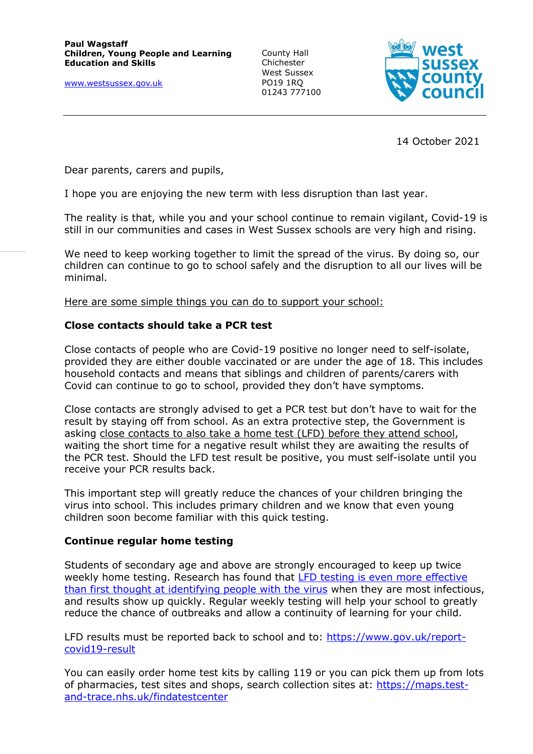**Paul Wagstaff**
**Children, Young People and Learning**
**Education and Skills**

[www.westsussex.gov.uk](http://www.westsussex.gov.uk)

County Hall
Chichester
West Sussex
PO19 1RQ
01243 777100

west sussex county council

14 October 2021

Dear parents, carers and pupils,

I hope you are enjoying the new term with less disruption than last year.

The reality is that, while you and your school continue to remain vigilant, Covid-19 is still in our communities and cases in West Sussex schools are very high and rising.

We need to keep working together to limit the spread of the virus. By doing so, our children can continue to go to school safely and the disruption to all our lives will be minimal.

<u>Here are some simple things you can do to support your school:</u>

**Close contacts should take a PCR test**

Close contacts of people who are Covid-19 positive no longer need to self-isolate, provided they are either double vaccinated or are under the age of 18. This includes household contacts and means that siblings and children of parents/carers with Covid can continue to go to school, provided they don't have symptoms.

Close contacts are strongly advised to get a PCR test but don't have to wait for the result by staying off from school. As an extra protective step, the Government is asking <u>close contacts to also take a home test (LFD) before they attend school</u>, waiting the short time for a negative result whilst they are awaiting the results of the PCR test. Should the LFD test result be positive, you must self-isolate until you receive your PCR results back.

This important step will greatly reduce the chances of your children bringing the virus into school. This includes primary children and we know that even young children soon become familiar with this quick testing.

**Continue regular home testing**

Students of secondary age and above are strongly encouraged to keep up twice weekly home testing. Research has found that LFD testing is even more effective than first thought at identifying people with the virus when they are most infectious, and results show up quickly. Regular weekly testing will help your school to greatly reduce the chance of outbreaks and allow a continuity of learning for your child.

LFD results must be reported back to school and to: [https://www.gov.uk/report-covid19-result](https://www.gov.uk/report-covid19-result)

You can easily order home test kits by calling 119 or you can pick them up from lots of pharmacies, test sites and shops, search collection sites at: [https://maps.test-and-trace.nhs.uk/findatestcenter](https://maps.test-and-trace.nhs.uk/findatestcenter)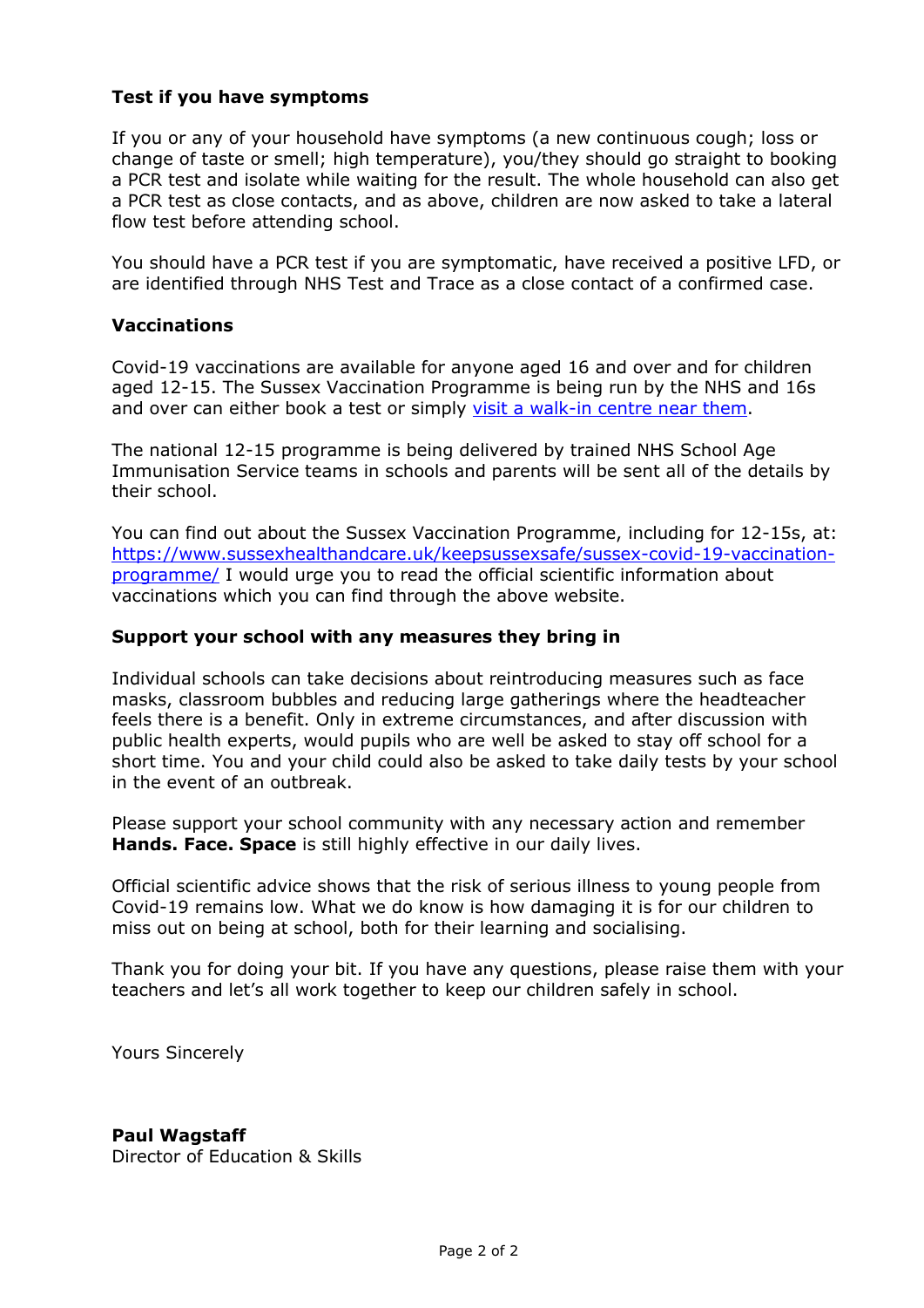**Test if you have symptoms**

If you or any of your household have symptoms (a new continuous cough; loss or change of taste or smell; high temperature), you/they should go straight to booking a PCR test and isolate while waiting for the result. The whole household can also get a PCR test as close contacts, and as above, children are now asked to take a lateral flow test before attending school.

You should have a PCR test if you are symptomatic, have received a positive LFD, or are identified through NHS Test and Trace as a close contact of a confirmed case.

**Vaccinations**

Covid-19 vaccinations are available for anyone aged 16 and over and for children aged 12-15. The Sussex Vaccination Programme is being run by the NHS and 16s and over can either book a test or simply visit a walk-in centre near them.

The national 12-15 programme is being delivered by trained NHS School Age Immunisation Service teams in schools and parents will be sent all of the details by their school.

You can find out about the Sussex Vaccination Programme, including for 12-15s, at: https://www.sussexhealthandcare.uk/keepsussexsafe/sussex-covid-19-vaccination-programme/ I would urge you to read the official scientific information about vaccinations which you can find through the above website.

**Support your school with any measures they bring in**

Individual schools can take decisions about reintroducing measures such as face masks, classroom bubbles and reducing large gatherings where the headteacher feels there is a benefit. Only in extreme circumstances, and after discussion with public health experts, would pupils who are well be asked to stay off school for a short time. You and your child could also be asked to take daily tests by your school in the event of an outbreak.

Please support your school community with any necessary action and remember **Hands. Face. Space** is still highly effective in our daily lives.

Official scientific advice shows that the risk of serious illness to young people from Covid-19 remains low. What we do know is how damaging it is for our children to miss out on being at school, both for their learning and socialising.

Thank you for doing your bit. If you have any questions, please raise them with your teachers and let's all work together to keep our children safely in school.

Yours Sincerely

**Paul Wagstaff**
Director of Education & Skills